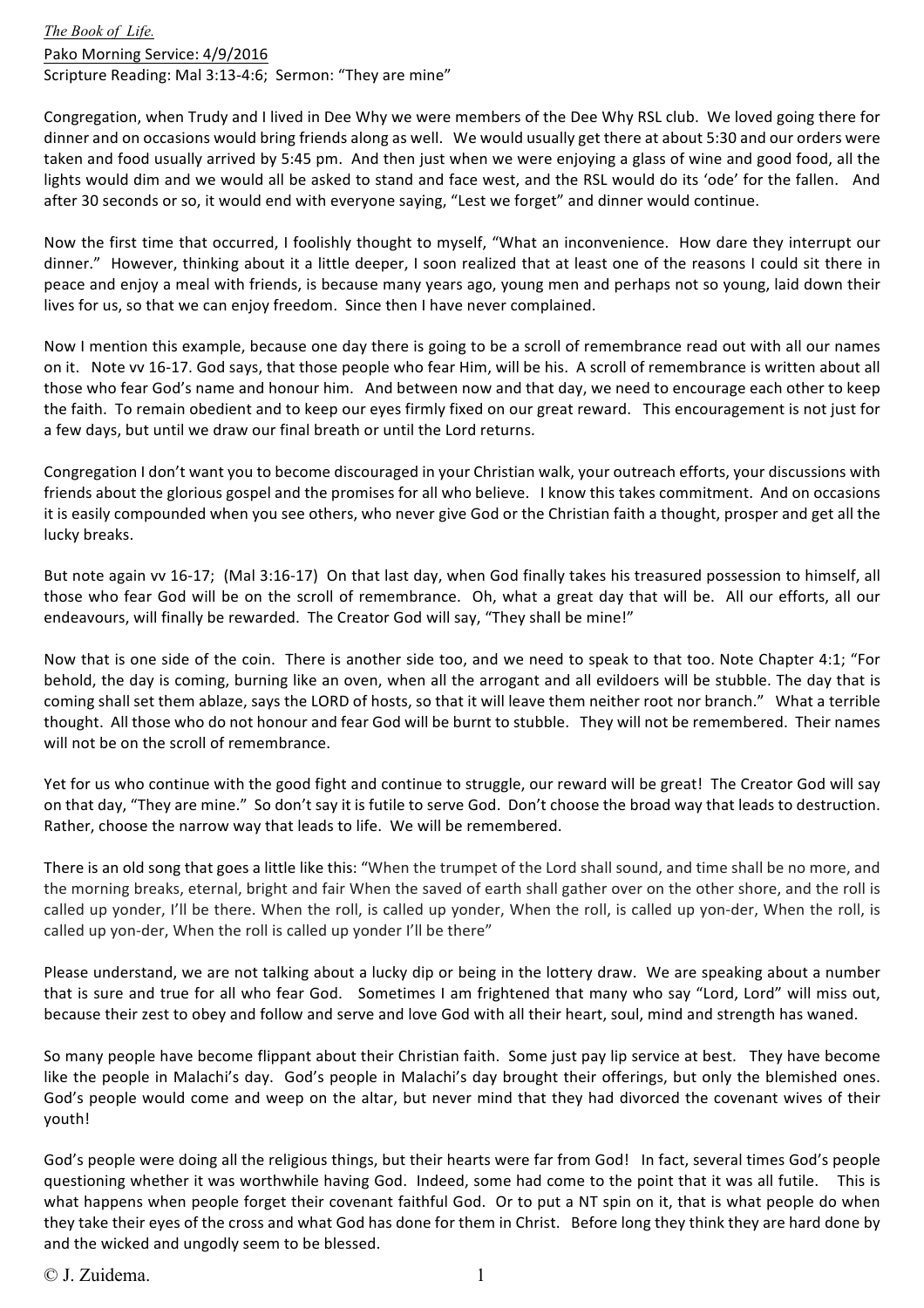*The Book of Life.*

Pako Morning Service: 4/9/2016

Scripture Reading: Mal 3:13-4:6; Sermon: "They are mine"

Congregation, when Trudy and I lived in Dee Why we were members of the Dee Why RSL club. We loved going there for dinner and on occasions would bring friends along as well. We would usually get there at about 5:30 and our orders were taken and food usually arrived by 5:45 pm. And then just when we were enjoying a glass of wine and good food, all the lights would dim and we would all be asked to stand and face west, and the RSL would do its 'ode' for the fallen. And after 30 seconds or so, it would end with everyone saying, "Lest we forget" and dinner would continue.

Now the first time that occurred, I foolishly thought to myself, "What an inconvenience. How dare they interrupt our dinner." However, thinking about it a little deeper, I soon realized that at least one of the reasons I could sit there in peace and enjoy a meal with friends, is because many years ago, young men and perhaps not so young, laid down their lives for us, so that we can enjoy freedom. Since then I have never complained.

Now I mention this example, because one day there is going to be a scroll of remembrance read out with all our names on it. Note vv 16-17. God says, that those people who fear Him, will be his. A scroll of remembrance is written about all those who fear God's name and honour him. And between now and that day, we need to encourage each other to keep the faith. To remain obedient and to keep our eyes firmly fixed on our great reward. This encouragement is not just for a few days, but until we draw our final breath or until the Lord returns.

Congregation I don't want you to become discouraged in your Christian walk, your outreach efforts, your discussions with friends about the glorious gospel and the promises for all who believe. I know this takes commitment. And on occasions it is easily compounded when you see others, who never give God or the Christian faith a thought, prosper and get all the lucky breaks.

But note again vv 16-17; (Mal 3:16-17) On that last day, when God finally takes his treasured possession to himself, all those who fear God will be on the scroll of remembrance. Oh, what a great day that will be. All our efforts, all our endeavours, will finally be rewarded. The Creator God will say, "They shall be mine!"

Now that is one side of the coin. There is another side too, and we need to speak to that too. Note Chapter 4:1; "For behold, the day is coming, burning like an oven, when all the arrogant and all evildoers will be stubble. The day that is coming shall set them ablaze, says the LORD of hosts, so that it will leave them neither root nor branch." What a terrible thought. All those who do not honour and fear God will be burnt to stubble. They will not be remembered. Their names will not be on the scroll of remembrance.

Yet for us who continue with the good fight and continue to struggle, our reward will be great! The Creator God will say on that day, "They are mine." So don't say it is futile to serve God. Don't choose the broad way that leads to destruction. Rather, choose the narrow way that leads to life. We will be remembered.

There is an old song that goes a little like this: "When the trumpet of the Lord shall sound, and time shall be no more, and the morning breaks, eternal, bright and fair When the saved of earth shall gather over on the other shore, and the roll is called up yonder, I'll be there. When the roll, is called up yonder, When the roll, is called up yon-der, When the roll, is called up yon-der, When the roll is called up yonder I'll be there"

Please understand, we are not talking about a lucky dip or being in the lottery draw. We are speaking about a number that is sure and true for all who fear God. Sometimes I am frightened that many who say "Lord, Lord" will miss out, because their zest to obey and follow and serve and love God with all their heart, soul, mind and strength has waned.

So many people have become flippant about their Christian faith. Some just pay lip service at best. They have become like the people in Malachi's day. God's people in Malachi's day brought their offerings, but only the blemished ones. God's people would come and weep on the altar, but never mind that they had divorced the covenant wives of their youth!

God's people were doing all the religious things, but their hearts were far from God! In fact, several times God's people questioning whether it was worthwhile having God. Indeed, some had come to the point that it was all futile. This is what happens when people forget their covenant faithful God. Or to put a NT spin on it, that is what people do when they take their eyes of the cross and what God has done for them in Christ. Before long they think they are hard done by and the wicked and ungodly seem to be blessed.

© J. Zuidema.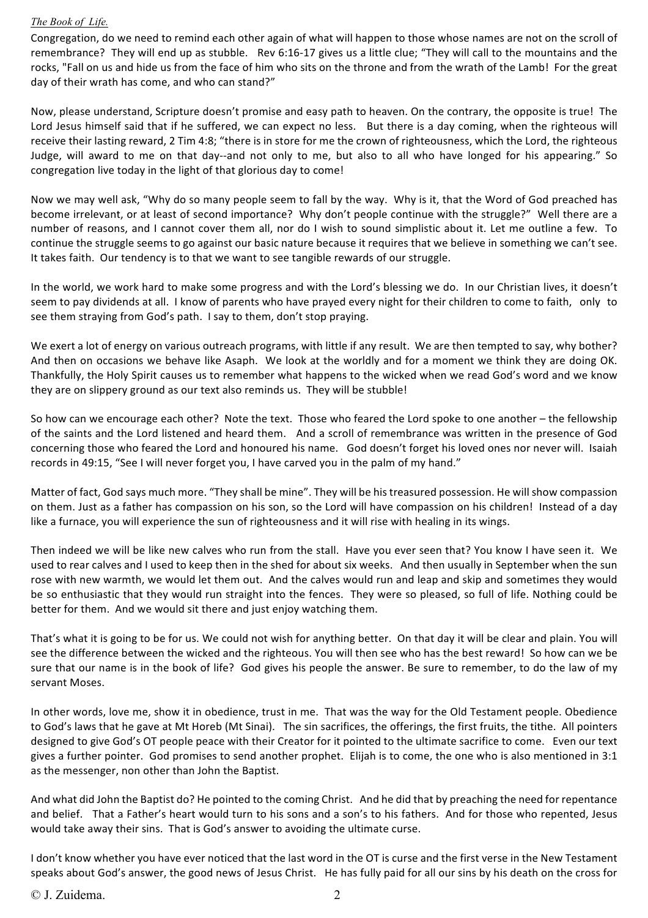*The Book of Life.*

Congregation, do we need to remind each other again of what will happen to those whose names are not on the scroll of remembrance? They will end up as stubble. Rev 6:16-17 gives us a little clue; "They will call to the mountains and the rocks, "Fall on us and hide us from the face of him who sits on the throne and from the wrath of the Lamb! For the great day of their wrath has come, and who can stand?"

Now, please understand, Scripture doesn't promise and easy path to heaven. On the contrary, the opposite is true! The Lord Jesus himself said that if he suffered, we can expect no less. But there is a day coming, when the righteous will receive their lasting reward, 2 Tim 4:8; "there is in store for me the crown of righteousness, which the Lord, the righteous Judge, will award to me on that day--and not only to me, but also to all who have longed for his appearing." So congregation live today in the light of that glorious day to come!

Now we may well ask, "Why do so many people seem to fall by the way. Why is it, that the Word of God preached has become irrelevant, or at least of second importance? Why don't people continue with the struggle?" Well there are a number of reasons, and I cannot cover them all, nor do I wish to sound simplistic about it. Let me outline a few. To continue the struggle seems to go against our basic nature because it requires that we believe in something we can't see. It takes faith. Our tendency is to that we want to see tangible rewards of our struggle.

In the world, we work hard to make some progress and with the Lord's blessing we do. In our Christian lives, it doesn't seem to pay dividends at all. I know of parents who have prayed every night for their children to come to faith, only to see them straying from God's path. I say to them, don't stop praying.

We exert a lot of energy on various outreach programs, with little if any result. We are then tempted to say, why bother? And then on occasions we behave like Asaph. We look at the worldly and for a moment we think they are doing OK. Thankfully, the Holy Spirit causes us to remember what happens to the wicked when we read God's word and we know they are on slippery ground as our text also reminds us. They will be stubble!

So how can we encourage each other? Note the text. Those who feared the Lord spoke to one another – the fellowship of the saints and the Lord listened and heard them. And a scroll of remembrance was written in the presence of God concerning those who feared the Lord and honoured his name. God doesn't forget his loved ones nor never will. Isaiah records in 49:15, "See I will never forget you, I have carved you in the palm of my hand."

Matter of fact, God says much more. "They shall be mine". They will be his treasured possession. He will show compassion on them. Just as a father has compassion on his son, so the Lord will have compassion on his children! Instead of a day like a furnace, you will experience the sun of righteousness and it will rise with healing in its wings.

Then indeed we will be like new calves who run from the stall. Have you ever seen that? You know I have seen it. We used to rear calves and I used to keep then in the shed for about six weeks. And then usually in September when the sun rose with new warmth, we would let them out. And the calves would run and leap and skip and sometimes they would be so enthusiastic that they would run straight into the fences. They were so pleased, so full of life. Nothing could be better for them. And we would sit there and just enjoy watching them.

That's what it is going to be for us. We could not wish for anything better. On that day it will be clear and plain. You will see the difference between the wicked and the righteous. You will then see who has the best reward! So how can we be sure that our name is in the book of life? God gives his people the answer. Be sure to remember, to do the law of my servant Moses.

In other words, love me, show it in obedience, trust in me. That was the way for the Old Testament people. Obedience to God's laws that he gave at Mt Horeb (Mt Sinai). The sin sacrifices, the offerings, the first fruits, the tithe. All pointers designed to give God's OT people peace with their Creator for it pointed to the ultimate sacrifice to come. Even our text gives a further pointer. God promises to send another prophet. Elijah is to come, the one who is also mentioned in 3:1 as the messenger, non other than John the Baptist.

And what did John the Baptist do? He pointed to the coming Christ. And he did that by preaching the need for repentance and belief. That a Father's heart would turn to his sons and a son's to his fathers. And for those who repented, Jesus would take away their sins. That is God's answer to avoiding the ultimate curse.

I don't know whether you have ever noticed that the last word in the OT is curse and the first verse in the New Testament speaks about God's answer, the good news of Jesus Christ. He has fully paid for all our sins by his death on the cross for

© J. Zuidema.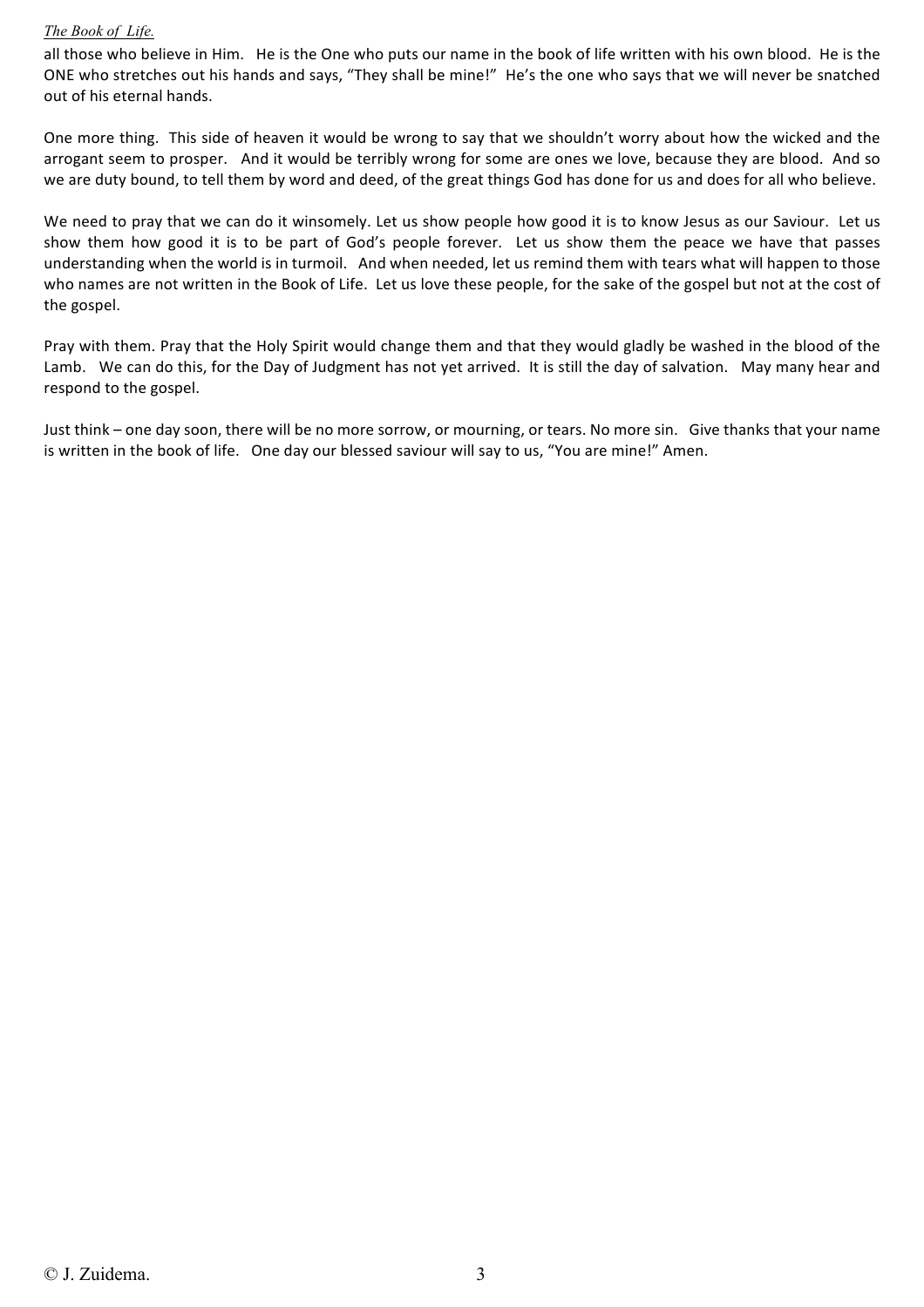all those who believe in Him. He is the One who puts our name in the book of life written with his own blood. He is the ONE who stretches out his hands and says, "They shall be mine!" He's the one who says that we will never be snatched out of his eternal hands.

One more thing. This side of heaven it would be wrong to say that we shouldn't worry about how the wicked and the arrogant seem to prosper. And it would be terribly wrong for some are ones we love, because they are blood. And so we are duty bound, to tell them by word and deed, of the great things God has done for us and does for all who believe.

We need to pray that we can do it winsomely. Let us show people how good it is to know Jesus as our Saviour. Let us show them how good it is to be part of God's people forever. Let us show them the peace we have that passes understanding when the world is in turmoil. And when needed, let us remind them with tears what will happen to those who names are not written in the Book of Life. Let us love these people, for the sake of the gospel but not at the cost of the gospel.

Pray with them. Pray that the Holy Spirit would change them and that they would gladly be washed in the blood of the Lamb. We can do this, for the Day of Judgment has not yet arrived. It is still the day of salvation. May many hear and respond to the gospel.

Just think – one day soon, there will be no more sorrow, or mourning, or tears. No more sin. Give thanks that your name is written in the book of life. One day our blessed saviour will say to us, "You are mine!" Amen.